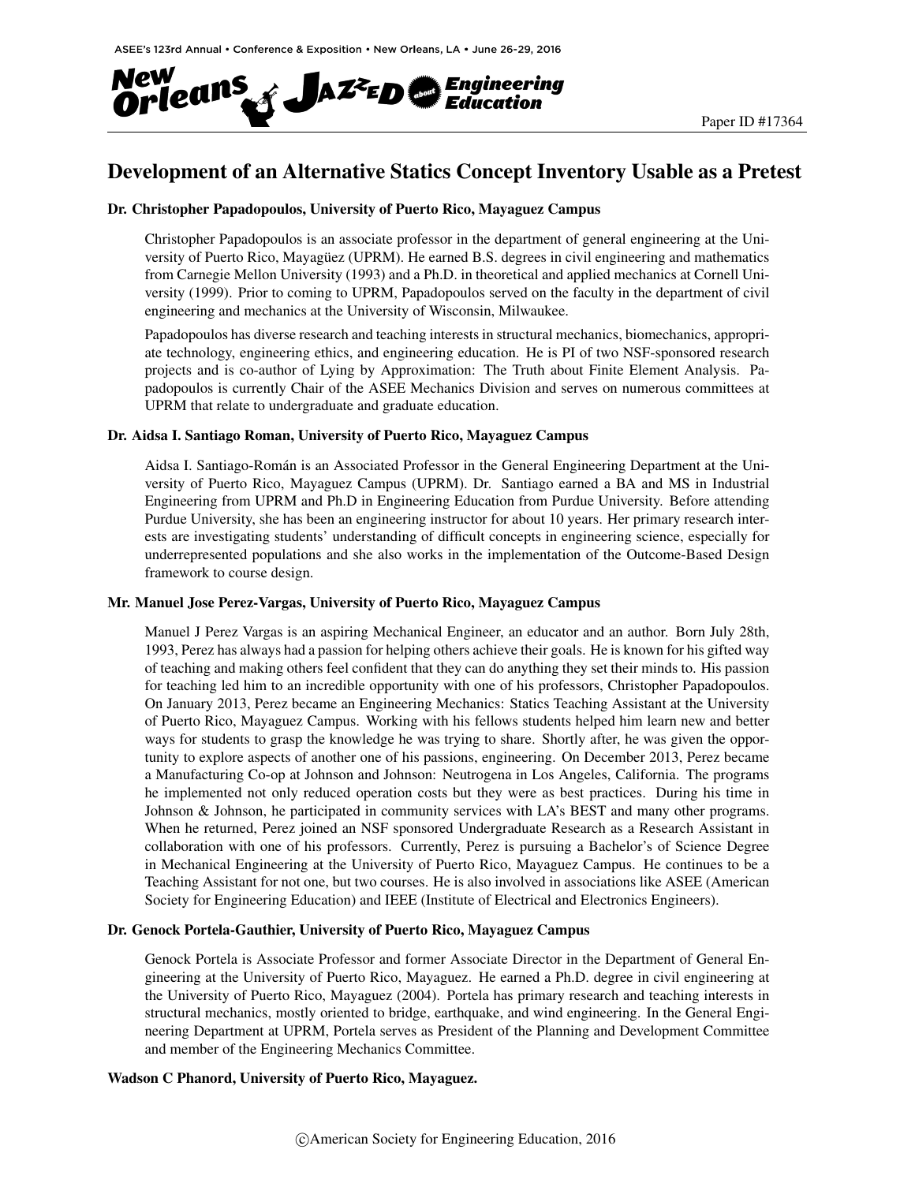Paper ID #17364

# Development of an Alternative Statics Concept Inventory Usable as a Pretest

### Dr. Christopher Papadopoulos, University of Puerto Rico, Mayaguez Campus

Christopher Papadopoulos is an associate professor in the department of general engineering at the University of Puerto Rico, Mayagüez (UPRM). He earned B.S. degrees in civil engineering and mathematics from Carnegie Mellon University (1993) and a Ph.D. in theoretical and applied mechanics at Cornell University (1999). Prior to coming to UPRM, Papadopoulos served on the faculty in the department of civil engineering and mechanics at the University of Wisconsin, Milwaukee.

Papadopoulos has diverse research and teaching interests in structural mechanics, biomechanics, appropriate technology, engineering ethics, and engineering education. He is PI of two NSF-sponsored research projects and is co-author of Lying by Approximation: The Truth about Finite Element Analysis. Papadopoulos is currently Chair of the ASEE Mechanics Division and serves on numerous committees at UPRM that relate to undergraduate and graduate education.

### Dr. Aidsa I. Santiago Roman, University of Puerto Rico, Mayaguez Campus

Aidsa I. Santiago-Román is an Associated Professor in the General Engineering Department at the University of Puerto Rico, Mayaguez Campus (UPRM). Dr. Santiago earned a BA and MS in Industrial Engineering from UPRM and Ph.D in Engineering Education from Purdue University. Before attending Purdue University, she has been an engineering instructor for about 10 years. Her primary research interests are investigating students' understanding of difficult concepts in engineering science, especially for underrepresented populations and she also works in the implementation of the Outcome-Based Design framework to course design.

### Mr. Manuel Jose Perez-Vargas, University of Puerto Rico, Mayaguez Campus

Manuel J Perez Vargas is an aspiring Mechanical Engineer, an educator and an author. Born July 28th, 1993, Perez has always had a passion for helping others achieve their goals. He is known for his gifted way of teaching and making others feel confident that they can do anything they set their minds to. His passion for teaching led him to an incredible opportunity with one of his professors, Christopher Papadopoulos. On January 2013, Perez became an Engineering Mechanics: Statics Teaching Assistant at the University of Puerto Rico, Mayaguez Campus. Working with his fellows students helped him learn new and better ways for students to grasp the knowledge he was trying to share. Shortly after, he was given the opportunity to explore aspects of another one of his passions, engineering. On December 2013, Perez became a Manufacturing Co-op at Johnson and Johnson: Neutrogena in Los Angeles, California. The programs he implemented not only reduced operation costs but they were as best practices. During his time in Johnson & Johnson, he participated in community services with LA's BEST and many other programs. When he returned, Perez joined an NSF sponsored Undergraduate Research as a Research Assistant in collaboration with one of his professors. Currently, Perez is pursuing a Bachelor's of Science Degree in Mechanical Engineering at the University of Puerto Rico, Mayaguez Campus. He continues to be a Teaching Assistant for not one, but two courses. He is also involved in associations like ASEE (American Society for Engineering Education) and IEEE (Institute of Electrical and Electronics Engineers).

### Dr. Genock Portela-Gauthier, University of Puerto Rico, Mayaguez Campus

Genock Portela is Associate Professor and former Associate Director in the Department of General Engineering at the University of Puerto Rico, Mayaguez. He earned a Ph.D. degree in civil engineering at the University of Puerto Rico, Mayaguez (2004). Portela has primary research and teaching interests in structural mechanics, mostly oriented to bridge, earthquake, and wind engineering. In the General Engineering Department at UPRM, Portela serves as President of the Planning and Development Committee and member of the Engineering Mechanics Committee.

### Wadson C Phanord, University of Puerto Rico, Mayaguez.

©American Society for Engineering Education, 2016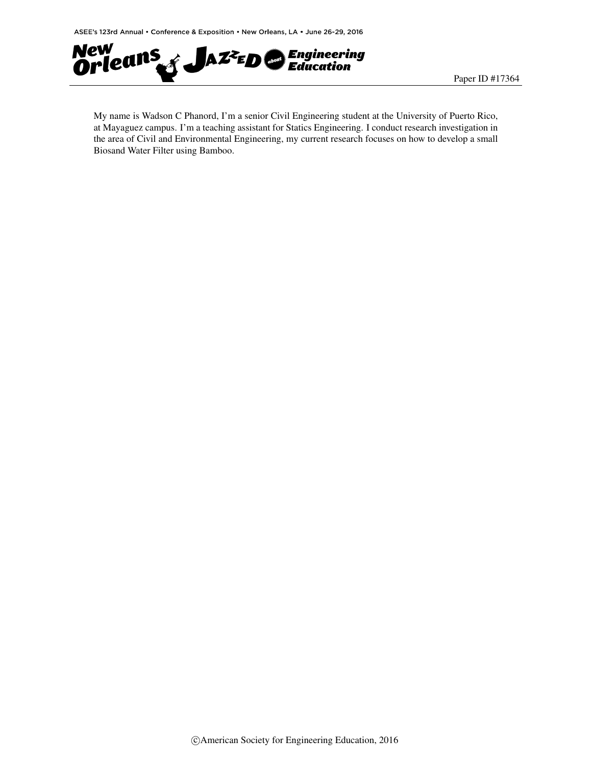My name is Wadson C Phanord, I'm a senior Civil Engineering student at the University of Puerto Rico, at Mayaguez campus. I'm a teaching assistant for Statics Engineering. I conduct research investigation in the area of Civil and Environmental Engineering, my current research focuses on how to develop a small Biosand Water Filter using Bamboo.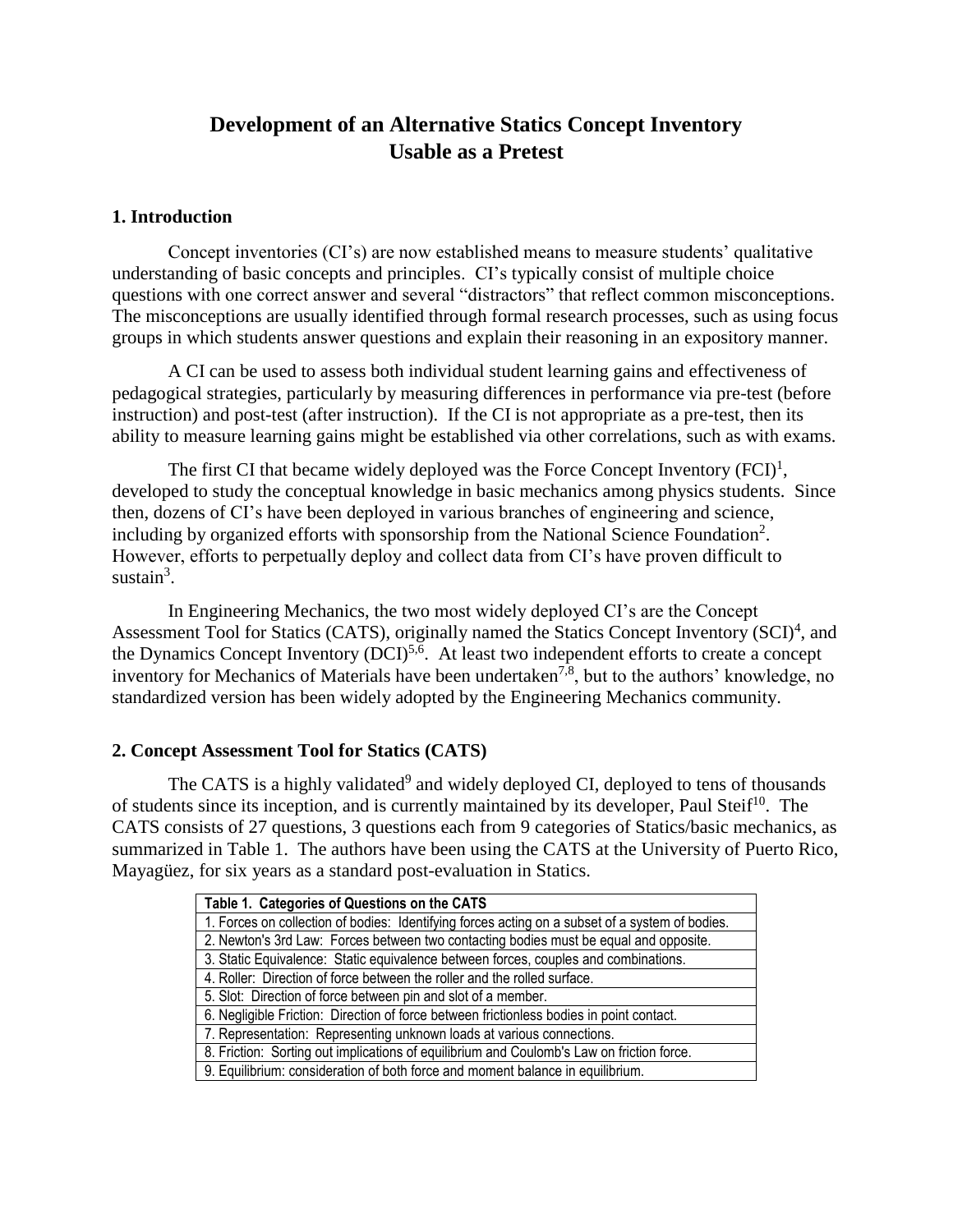# Development of an Alternative Statics Concept Inventory Usable as a Pretest

## 1. Introduction

Concept inventories (CI's) are now established means to measure students' qualitative understanding of basic concepts and principles. CI's typically consist of multiple choice questions with one correct answer and several "distractors" that reflect common misconceptions. The misconceptions are usually identified through formal research processes, such as using focus groups in which students answer questions and explain their reasoning in an expository manner.

A CI can be used to assess both individual student learning gains and effectiveness of pedagogical strategies, particularly by measuring differences in performance via pre-test (before instruction) and post-test (after instruction). If the CI is not appropriate as a pre-test, then its ability to measure learning gains might be established via other correlations, such as with exams.

The first CI that became widely deployed was the Force Concept Inventory (FCI)[1], developed to study the conceptual knowledge in basic mechanics among physics students. Since then, dozens of CI's have been deployed in various branches of engineering and science, including by organized efforts with sponsorship from the National Science Foundation[2]. However, efforts to perpetually deploy and collect data from CI's have proven difficult to sustain[3].

In Engineering Mechanics, the two most widely deployed CI's are the Concept Assessment Tool for Statics (CATS), originally named the Statics Concept Inventory (SCI)[4], and the Dynamics Concept Inventory (DCI)[5,6]. At least two independent efforts to create a concept inventory for Mechanics of Materials have been undertaken[7,8], but to the authors' knowledge, no standardized version has been widely adopted by the Engineering Mechanics community.

## 2. Concept Assessment Tool for Statics (CATS)

The CATS is a highly validated[9] and widely deployed CI, deployed to tens of thousands of students since its inception, and is currently maintained by its developer, Paul Steif[10]. The CATS consists of 27 questions, 3 questions each from 9 categories of Statics/basic mechanics, as summarized in Table 1. The authors have been using the CATS at the University of Puerto Rico, Mayagüez, for six years as a standard post-evaluation in Statics.

| Table 1. Categories of Questions on the CATS |
|---|
| 1. Forces on collection of bodies: Identifying forces acting on a subset of a system of bodies. |
| 2. Newton's 3rd Law: Forces between two contacting bodies must be equal and opposite. |
| 3. Static Equivalence: Static equivalence between forces, couples and combinations. |
| 4. Roller: Direction of force between the roller and the rolled surface. |
| 5. Slot: Direction of force between pin and slot of a member. |
| 6. Negligible Friction: Direction of force between frictionless bodies in point contact. |
| 7. Representation: Representing unknown loads at various connections. |
| 8. Friction: Sorting out implications of equilibrium and Coulomb's Law on friction force. |
| 9. Equilibrium: consideration of both force and moment balance in equilibrium. |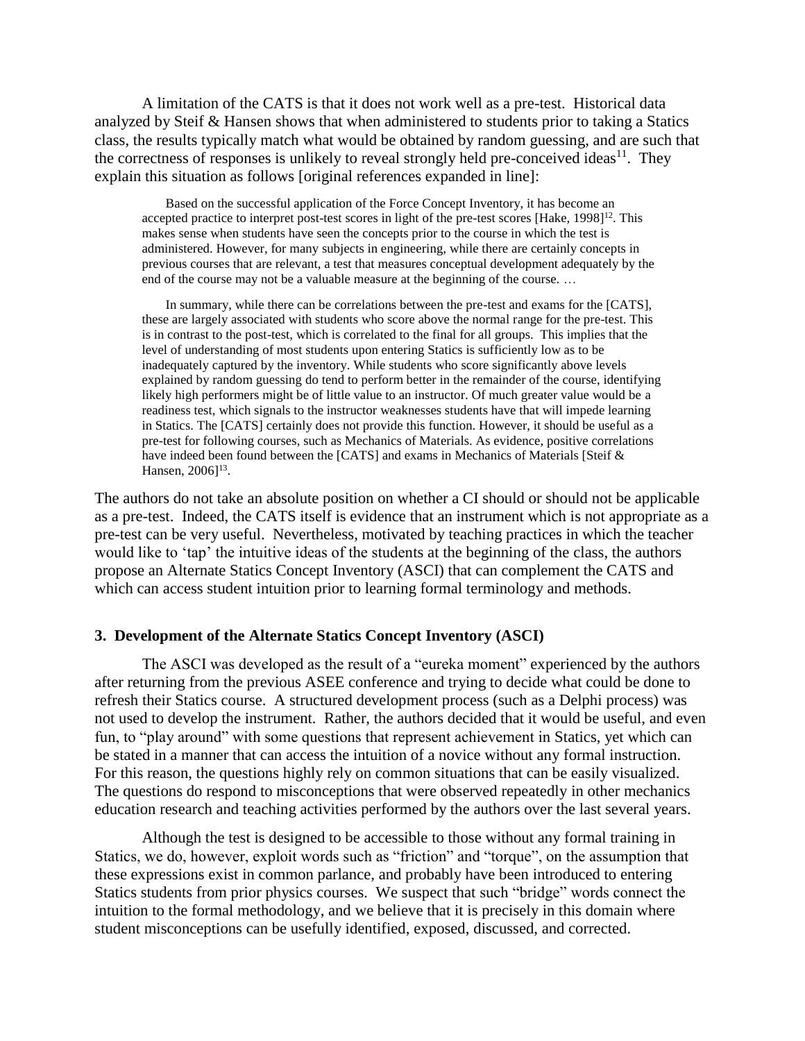A limitation of the CATS is that it does not work well as a pre-test. Historical data analyzed by Steif & Hansen shows that when administered to students prior to taking a Statics class, the results typically match what would be obtained by random guessing, and are such that the correctness of responses is unlikely to reveal strongly held pre-conceived ideas[11]. They explain this situation as follows [original references expanded in line]:

> Based on the successful application of the Force Concept Inventory, it has become an accepted practice to interpret post-test scores in light of the pre-test scores [Hake, 1998][12]. This makes sense when students have seen the concepts prior to the course in which the test is administered. However, for many subjects in engineering, while there are certainly concepts in previous courses that are relevant, a test that measures conceptual development adequately by the end of the course may not be a valuable measure at the beginning of the course. …
>
> In summary, while there can be correlations between the pre-test and exams for the [CATS], these are largely associated with students who score above the normal range for the pre-test. This is in contrast to the post-test, which is correlated to the final for all groups. This implies that the level of understanding of most students upon entering Statics is sufficiently low as to be inadequately captured by the inventory. While students who score significantly above levels explained by random guessing do tend to perform better in the remainder of the course, identifying likely high performers might be of little value to an instructor. Of much greater value would be a readiness test, which signals to the instructor weaknesses students have that will impede learning in Statics. The [CATS] certainly does not provide this function. However, it should be useful as a pre-test for following courses, such as Mechanics of Materials. As evidence, positive correlations have indeed been found between the [CATS] and exams in Mechanics of Materials [Steif & Hansen, 2006][13].

The authors do not take an absolute position on whether a CI should or should not be applicable as a pre-test. Indeed, the CATS itself is evidence that an instrument which is not appropriate as a pre-test can be very useful. Nevertheless, motivated by teaching practices in which the teacher would like to 'tap' the intuitive ideas of the students at the beginning of the class, the authors propose an Alternate Statics Concept Inventory (ASCI) that can complement the CATS and which can access student intuition prior to learning formal terminology and methods.

### 3. Development of the Alternate Statics Concept Inventory (ASCI)

The ASCI was developed as the result of a "eureka moment" experienced by the authors after returning from the previous ASEE conference and trying to decide what could be done to refresh their Statics course. A structured development process (such as a Delphi process) was not used to develop the instrument. Rather, the authors decided that it would be useful, and even fun, to "play around" with some questions that represent achievement in Statics, yet which can be stated in a manner that can access the intuition of a novice without any formal instruction. For this reason, the questions highly rely on common situations that can be easily visualized. The questions do respond to misconceptions that were observed repeatedly in other mechanics education research and teaching activities performed by the authors over the last several years.

Although the test is designed to be accessible to those without any formal training in Statics, we do, however, exploit words such as "friction" and "torque", on the assumption that these expressions exist in common parlance, and probably have been introduced to entering Statics students from prior physics courses. We suspect that such "bridge" words connect the intuition to the formal methodology, and we believe that it is precisely in this domain where student misconceptions can be usefully identified, exposed, discussed, and corrected.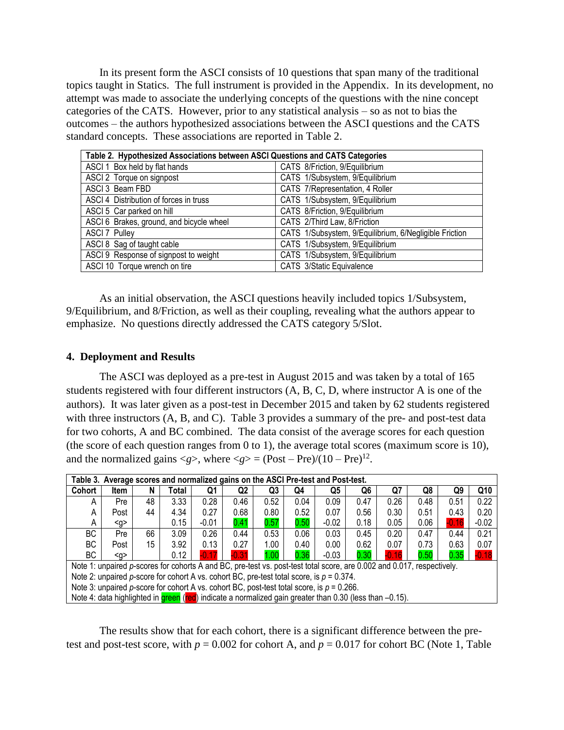In its present form the ASCI consists of 10 questions that span many of the traditional topics taught in Statics. The full instrument is provided in the Appendix. In its development, no attempt was made to associate the underlying concepts of the questions with the nine concept categories of the CATS. However, prior to any statistical analysis – so as not to bias the outcomes – the authors hypothesized associations between the ASCI questions and the CATS standard concepts. These associations are reported in Table 2.

| Table 2. Hypothesized Associations between ASCI Questions and CATS Categories | |
|---|---|
| ASCI 1 Box held by flat hands | CATS 8/Friction, 9/Equilibrium |
| ASCI 2 Torque on signpost | CATS 1/Subsystem, 9/Equilibrium |
| ASCI 3 Beam FBD | CATS 7/Representation, 4 Roller |
| ASCI 4 Distribution of forces in truss | CATS 1/Subsystem, 9/Equilibrium |
| ASCI 5 Car parked on hill | CATS 8/Friction, 9/Equilibrium |
| ASCI 6 Brakes, ground, and bicycle wheel | CATS 2/Third Law, 8/Friction |
| ASCI 7 Pulley | CATS 1/Subsystem, 9/Equilibrium, 6/Negligible Friction |
| ASCI 8 Sag of taught cable | CATS 1/Subsystem, 9/Equilibrium |
| ASCI 9 Response of signpost to weight | CATS 1/Subsystem, 9/Equilibrium |
| ASCI 10 Torque wrench on tire | CATS 3/Static Equivalence |

As an initial observation, the ASCI questions heavily included topics 1/Subsystem, 9/Equilibrium, and 8/Friction, as well as their coupling, revealing what the authors appear to emphasize. No questions directly addressed the CATS category 5/Slot.

## 4. Deployment and Results

The ASCI was deployed as a pre-test in August 2015 and was taken by a total of 165 students registered with four different instructors (A, B, C, D, where instructor A is one of the authors). It was later given as a post-test in December 2015 and taken by 62 students registered with three instructors (A, B, and C). Table 3 provides a summary of the pre- and post-test data for two cohorts, A and BC combined. The data consist of the average scores for each question (the score of each question ranges from 0 to 1), the average total scores (maximum score is 10), and the normalized gains $\langle g \rangle$, where $\langle g \rangle = (\text{Post} - \text{Pre})/(10 - \text{Pre})$[12].

| Cohort | Item | N | Total | Q1 | Q2 | Q3 | Q4 | Q5 | Q6 | Q7 | Q8 | Q9 | Q10 |
|---|---|---|---|---|---|---|---|---|---|---|---|---|---|
| A | Pre | 48 | 3.33 | 0.28 | 0.46 | 0.52 | 0.04 | 0.09 | 0.47 | 0.26 | 0.48 | 0.51 | 0.22 |
| A | Post | 44 | 4.34 | 0.27 | 0.68 | 0.80 | 0.52 | 0.07 | 0.56 | 0.30 | 0.51 | 0.43 | 0.20 |
| A | <g> | | 0.15 | -0.01 | 0.41 | 0.57 | 0.50 | -0.02 | 0.18 | 0.05 | 0.06 | -0.16 | -0.02 |
| BC | Pre | 66 | 3.09 | 0.26 | 0.44 | 0.53 | 0.06 | 0.03 | 0.45 | 0.20 | 0.47 | 0.44 | 0.21 |
| BC | Post | 15 | 3.92 | 0.13 | 0.27 | 1.00 | 0.40 | 0.00 | 0.62 | 0.07 | 0.73 | 0.63 | 0.07 |
| BC | <g> | | 0.12 | -0.17 | -0.31 | 1.00 | 0.36 | -0.03 | 0.30 | -0.16 | 0.50 | 0.35 | -0.18 |

Table 3. Average scores and normalized gains on the ASCI Pre-test and Post-test.

Note 1: unpaired *p*-scores for cohorts A and BC, pre-test vs. post-test total score, are 0.002 and 0.017, respectively.
Note 2: unpaired *p*-score for cohort A vs. cohort BC, pre-test total score, is $p = 0.374$.
Note 3: unpaired *p*-score for cohort A vs. cohort BC, post-test total score, is $p = 0.266$.
Note 4: data highlighted in green (red) indicate a normalized gain greater than 0.30 (less than –0.15).

The results show that for each cohort, there is a significant difference between the pre-test and post-test score, with $p = 0.002$ for cohort A, and $p = 0.017$ for cohort BC (Note 1, Table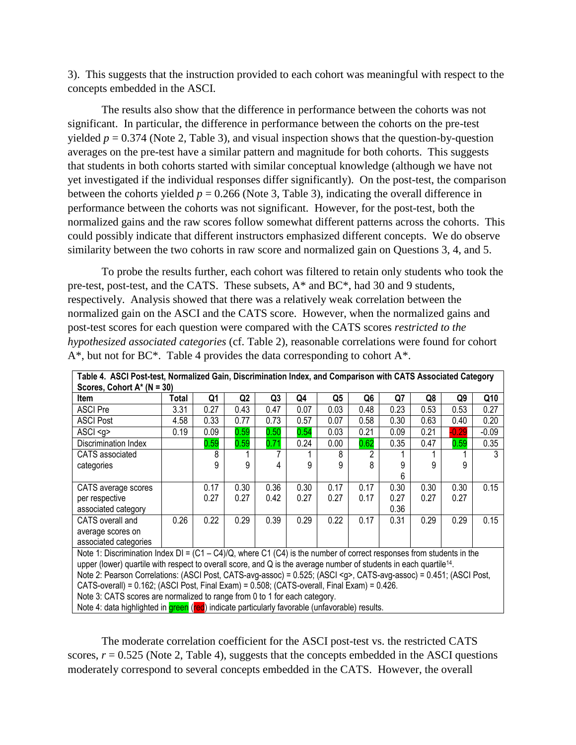3). This suggests that the instruction provided to each cohort was meaningful with respect to the concepts embedded in the ASCI.

The results also show that the difference in performance between the cohorts was not significant. In particular, the difference in performance between the cohorts on the pre-test yielded $p = 0.374$ (Note 2, Table 3), and visual inspection shows that the question-by-question averages on the pre-test have a similar pattern and magnitude for both cohorts. This suggests that students in both cohorts started with similar conceptual knowledge (although we have not yet investigated if the individual responses differ significantly). On the post-test, the comparison between the cohorts yielded $p = 0.266$ (Note 3, Table 3), indicating the overall difference in performance between the cohorts was not significant. However, for the post-test, both the normalized gains and the raw scores follow somewhat different patterns across the cohorts. This could possibly indicate that different instructors emphasized different concepts. We do observe similarity between the two cohorts in raw score and normalized gain on Questions 3, 4, and 5.

To probe the results further, each cohort was filtered to retain only students who took the pre-test, post-test, and the CATS. These subsets, A* and BC*, had 30 and 9 students, respectively. Analysis showed that there was a relatively weak correlation between the normalized gain on the ASCI and the CATS score. However, when the normalized gains and post-test scores for each question were compared with the CATS scores *restricted to the hypothesized associated categories* (cf. Table 2), reasonable correlations were found for cohort A*, but not for BC*. Table 4 provides the data corresponding to cohort A*.

**Table 4. ASCI Post-test, Normalized Gain, Discrimination Index, and Comparison with CATS Associated Category Scores, Cohort A* (N = 30)**

| Item | Total | Q1 | Q2 | Q3 | Q4 | Q5 | Q6 | Q7 | Q8 | Q9 | Q10 |
|---|---|---|---|---|---|---|---|---|---|---|---|
| ASCI Pre | 3.31 | 0.27 | 0.43 | 0.47 | 0.07 | 0.03 | 0.48 | 0.23 | 0.53 | 0.53 | 0.27 |
| ASCI Post | 4.58 | 0.33 | 0.77 | 0.73 | 0.57 | 0.07 | 0.58 | 0.30 | 0.63 | 0.40 | 0.20 |
| ASCI <g> | 0.19 | 0.09 | 0.59 | 0.50 | 0.54 | 0.03 | 0.21 | 0.09 | 0.21 | -0.29 | -0.09 |
| Discrimination Index | | 0.59 | 0.59 | 0.71 | 0.24 | 0.00 | 0.62 | 0.35 | 0.47 | 0.59 | 0.35 |
| CATS associated categories | | 8<br>9 | 1<br>9 | 7<br>4 | 1<br>9 | 8<br>9 | 2<br>8 | 1<br>9<br>6 | 1<br>9 | 1<br>9 | 3 |
| CATS average scores per respective associated category | | 0.17<br>0.27 | 0.30<br>0.27 | 0.36<br>0.42 | 0.30<br>0.27 | 0.17<br>0.27 | 0.17<br>0.17 | 0.30<br>0.27<br>0.36 | 0.30<br>0.27 | 0.30<br>0.27 | 0.15 |
| CATS overall and average scores on associated categories | 0.26 | 0.22 | 0.29 | 0.39 | 0.29 | 0.22 | 0.17 | 0.31 | 0.29 | 0.29 | 0.15 |

Note 1: Discrimination Index DI = (C1 – C4)/Q, where C1 (C4) is the number of correct responses from students in the upper (lower) quartile with respect to overall score, and Q is the average number of students in each quartile[14].
Note 2: Pearson Correlations: (ASCI Post, CATS-avg-assoc) = 0.525; (ASCI <g>, CATS-avg-assoc) = 0.451; (ASCI Post, CATS-overall) = 0.162; (ASCI Post, Final Exam) = 0.508; (CATS-overall, Final Exam) = 0.426.
Note 3: CATS scores are normalized to range from 0 to 1 for each category.
Note 4: data highlighted in green (red) indicate particularly favorable (unfavorable) results.

The moderate correlation coefficient for the ASCI post-test vs. the restricted CATS scores, $r = 0.525$ (Note 2, Table 4), suggests that the concepts embedded in the ASCI questions moderately correspond to several concepts embedded in the CATS. However, the overall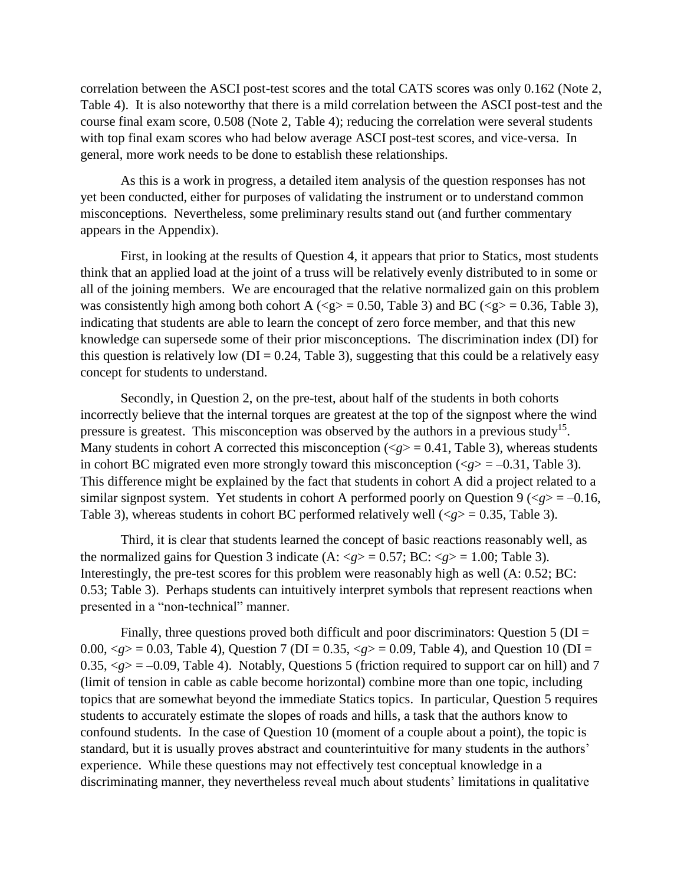correlation between the ASCI post-test scores and the total CATS scores was only 0.162 (Note 2, Table 4). It is also noteworthy that there is a mild correlation between the ASCI post-test and the course final exam score, 0.508 (Note 2, Table 4); reducing the correlation were several students with top final exam scores who had below average ASCI post-test scores, and vice-versa. In general, more work needs to be done to establish these relationships.

As this is a work in progress, a detailed item analysis of the question responses has not yet been conducted, either for purposes of validating the instrument or to understand common misconceptions. Nevertheless, some preliminary results stand out (and further commentary appears in the Appendix).

First, in looking at the results of Question 4, it appears that prior to Statics, most students think that an applied load at the joint of a truss will be relatively evenly distributed to in some or all of the joining members. We are encouraged that the relative normalized gain on this problem was consistently high among both cohort A ($\langle g \rangle = 0.50$, Table 3) and BC ($\langle g \rangle = 0.36$, Table 3), indicating that students are able to learn the concept of zero force member, and that this new knowledge can supersede some of their prior misconceptions. The discrimination index (DI) for this question is relatively low (DI = 0.24, Table 3), suggesting that this could be a relatively easy concept for students to understand.

Secondly, in Question 2, on the pre-test, about half of the students in both cohorts incorrectly believe that the internal torques are greatest at the top of the signpost where the wind pressure is greatest. This misconception was observed by the authors in a previous study[15]. Many students in cohort A corrected this misconception ($\langle g \rangle = 0.41$, Table 3), whereas students in cohort BC migrated even more strongly toward this misconception ($\langle g \rangle = -0.31$, Table 3). This difference might be explained by the fact that students in cohort A did a project related to a similar signpost system. Yet students in cohort A performed poorly on Question 9 ($\langle g \rangle = -0.16$, Table 3), whereas students in cohort BC performed relatively well ($\langle g \rangle = 0.35$, Table 3).

Third, it is clear that students learned the concept of basic reactions reasonably well, as the normalized gains for Question 3 indicate (A: $\langle g \rangle = 0.57$; BC: $\langle g \rangle = 1.00$; Table 3). Interestingly, the pre-test scores for this problem were reasonably high as well (A: 0.52; BC: 0.53; Table 3). Perhaps students can intuitively interpret symbols that represent reactions when presented in a "non-technical" manner.

Finally, three questions proved both difficult and poor discriminators: Question 5 (DI = 0.00, $\langle g \rangle = 0.03$, Table 4), Question 7 (DI = 0.35, $\langle g \rangle = 0.09$, Table 4), and Question 10 (DI = 0.35, $\langle g \rangle = -0.09$, Table 4). Notably, Questions 5 (friction required to support car on hill) and 7 (limit of tension in cable as cable become horizontal) combine more than one topic, including topics that are somewhat beyond the immediate Statics topics. In particular, Question 5 requires students to accurately estimate the slopes of roads and hills, a task that the authors know to confound students. In the case of Question 10 (moment of a couple about a point), the topic is standard, but it is usually proves abstract and counterintuitive for many students in the authors' experience. While these questions may not effectively test conceptual knowledge in a discriminating manner, they nevertheless reveal much about students' limitations in qualitative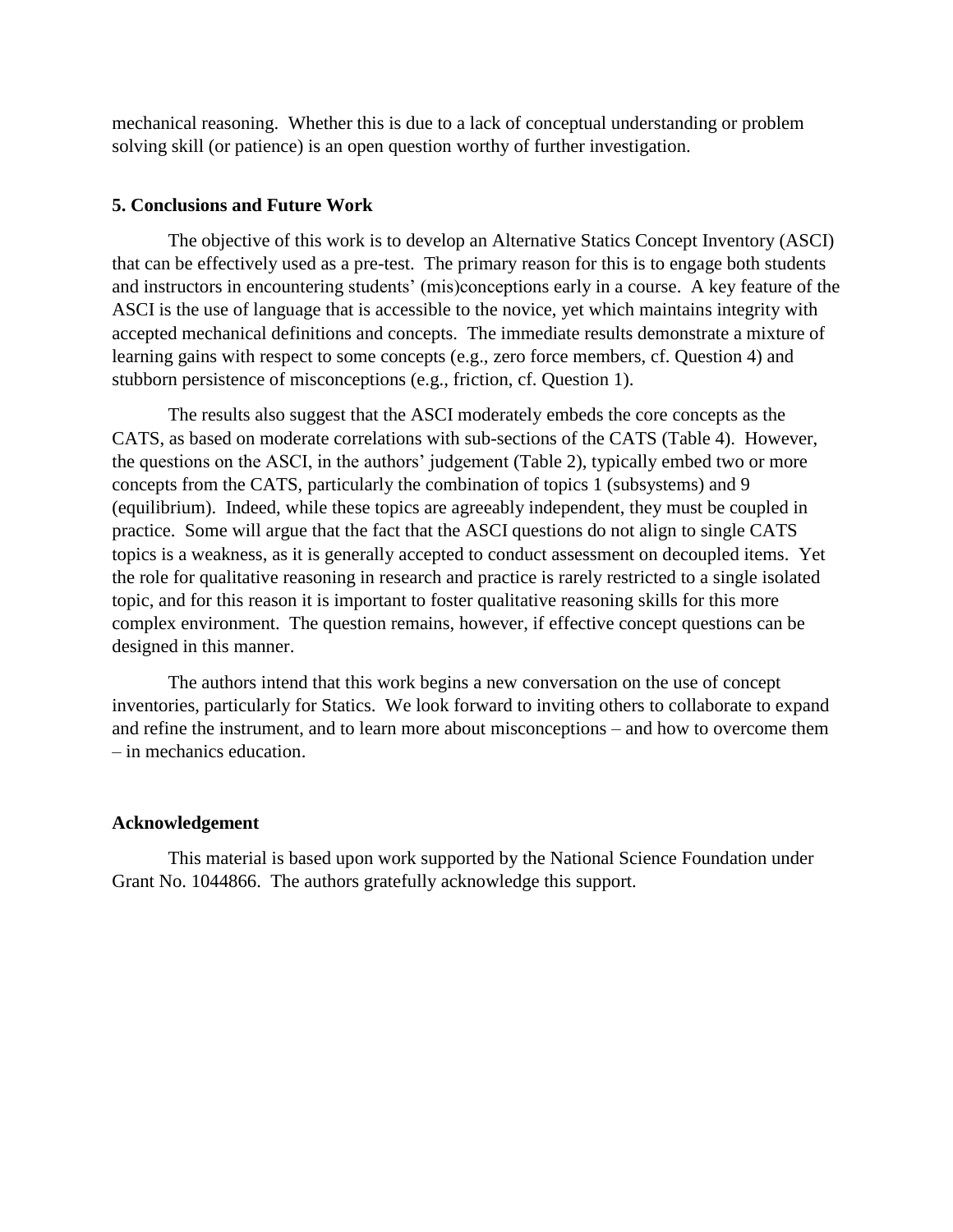mechanical reasoning. Whether this is due to a lack of conceptual understanding or problem solving skill (or patience) is an open question worthy of further investigation.

## 5. Conclusions and Future Work

The objective of this work is to develop an Alternative Statics Concept Inventory (ASCI) that can be effectively used as a pre-test. The primary reason for this is to engage both students and instructors in encountering students' (mis)conceptions early in a course. A key feature of the ASCI is the use of language that is accessible to the novice, yet which maintains integrity with accepted mechanical definitions and concepts. The immediate results demonstrate a mixture of learning gains with respect to some concepts (e.g., zero force members, cf. Question 4) and stubborn persistence of misconceptions (e.g., friction, cf. Question 1).

The results also suggest that the ASCI moderately embeds the core concepts as the CATS, as based on moderate correlations with sub-sections of the CATS (Table 4). However, the questions on the ASCI, in the authors' judgement (Table 2), typically embed two or more concepts from the CATS, particularly the combination of topics 1 (subsystems) and 9 (equilibrium). Indeed, while these topics are agreeably independent, they must be coupled in practice. Some will argue that the fact that the ASCI questions do not align to single CATS topics is a weakness, as it is generally accepted to conduct assessment on decoupled items. Yet the role for qualitative reasoning in research and practice is rarely restricted to a single isolated topic, and for this reason it is important to foster qualitative reasoning skills for this more complex environment. The question remains, however, if effective concept questions can be designed in this manner.

The authors intend that this work begins a new conversation on the use of concept inventories, particularly for Statics. We look forward to inviting others to collaborate to expand and refine the instrument, and to learn more about misconceptions – and how to overcome them – in mechanics education.

## Acknowledgement

This material is based upon work supported by the National Science Foundation under Grant No. 1044866. The authors gratefully acknowledge this support.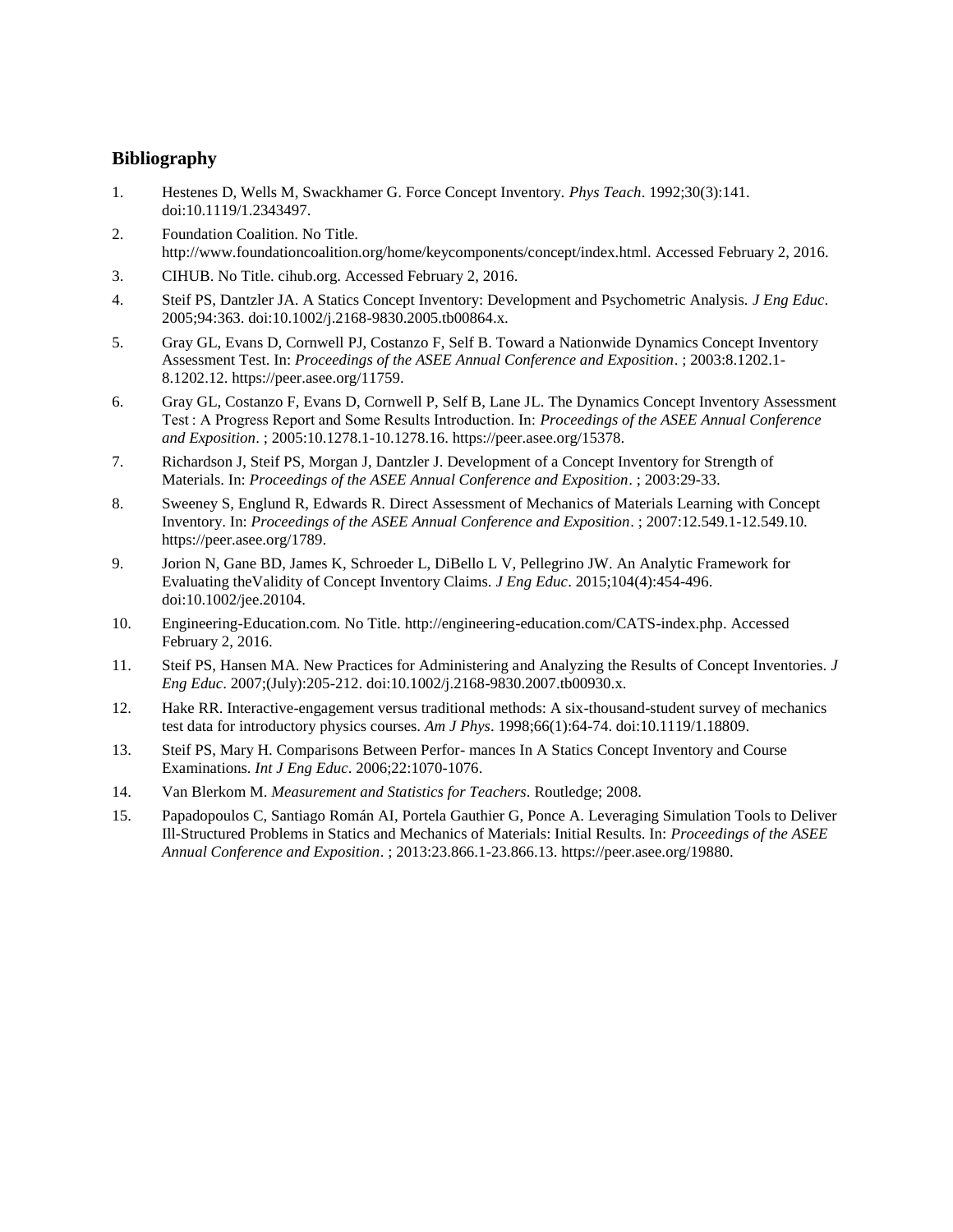## Bibliography

1. Hestenes D, Wells M, Swackhamer G. Force Concept Inventory. *Phys Teach*. 1992;30(3):141. doi:10.1119/1.2343497.
2. Foundation Coalition. No Title. http://www.foundationcoalition.org/home/keycomponents/concept/index.html. Accessed February 2, 2016.
3. CIHUB. No Title. cihub.org. Accessed February 2, 2016.
4. Steif PS, Dantzler JA. A Statics Concept Inventory: Development and Psychometric Analysis. *J Eng Educ*. 2005;94:363. doi:10.1002/j.2168-9830.2005.tb00864.x.
5. Gray GL, Evans D, Cornwell PJ, Costanzo F, Self B. Toward a Nationwide Dynamics Concept Inventory Assessment Test. In: *Proceedings of the ASEE Annual Conference and Exposition*. ; 2003:8.1202.1-8.1202.12. https://peer.asee.org/11759.
6. Gray GL, Costanzo F, Evans D, Cornwell P, Self B, Lane JL. The Dynamics Concept Inventory Assessment Test : A Progress Report and Some Results Introduction. In: *Proceedings of the ASEE Annual Conference and Exposition*. ; 2005:10.1278.1-10.1278.16. https://peer.asee.org/15378.
7. Richardson J, Steif PS, Morgan J, Dantzler J. Development of a Concept Inventory for Strength of Materials. In: *Proceedings of the ASEE Annual Conference and Exposition*. ; 2003:29-33.
8. Sweeney S, Englund R, Edwards R. Direct Assessment of Mechanics of Materials Learning with Concept Inventory. In: *Proceedings of the ASEE Annual Conference and Exposition*. ; 2007:12.549.1-12.549.10. https://peer.asee.org/1789.
9. Jorion N, Gane BD, James K, Schroeder L, DiBello L V, Pellegrino JW. An Analytic Framework for Evaluating theValidity of Concept Inventory Claims. *J Eng Educ*. 2015;104(4):454-496. doi:10.1002/jee.20104.
10. Engineering-Education.com. No Title. http://engineering-education.com/CATS-index.php. Accessed February 2, 2016.
11. Steif PS, Hansen MA. New Practices for Administering and Analyzing the Results of Concept Inventories. *J Eng Educ*. 2007;(July):205-212. doi:10.1002/j.2168-9830.2007.tb00930.x.
12. Hake RR. Interactive-engagement versus traditional methods: A six-thousand-student survey of mechanics test data for introductory physics courses. *Am J Phys*. 1998;66(1):64-74. doi:10.1119/1.18809.
13. Steif PS, Mary H. Comparisons Between Perfor- mances In A Statics Concept Inventory and Course Examinations. *Int J Eng Educ*. 2006;22:1070-1076.
14. Van Blerkom M. *Measurement and Statistics for Teachers*. Routledge; 2008.
15. Papadopoulos C, Santiago Román AI, Portela Gauthier G, Ponce A. Leveraging Simulation Tools to Deliver Ill-Structured Problems in Statics and Mechanics of Materials: Initial Results. In: *Proceedings of the ASEE Annual Conference and Exposition*. ; 2013:23.866.1-23.866.13. https://peer.asee.org/19880.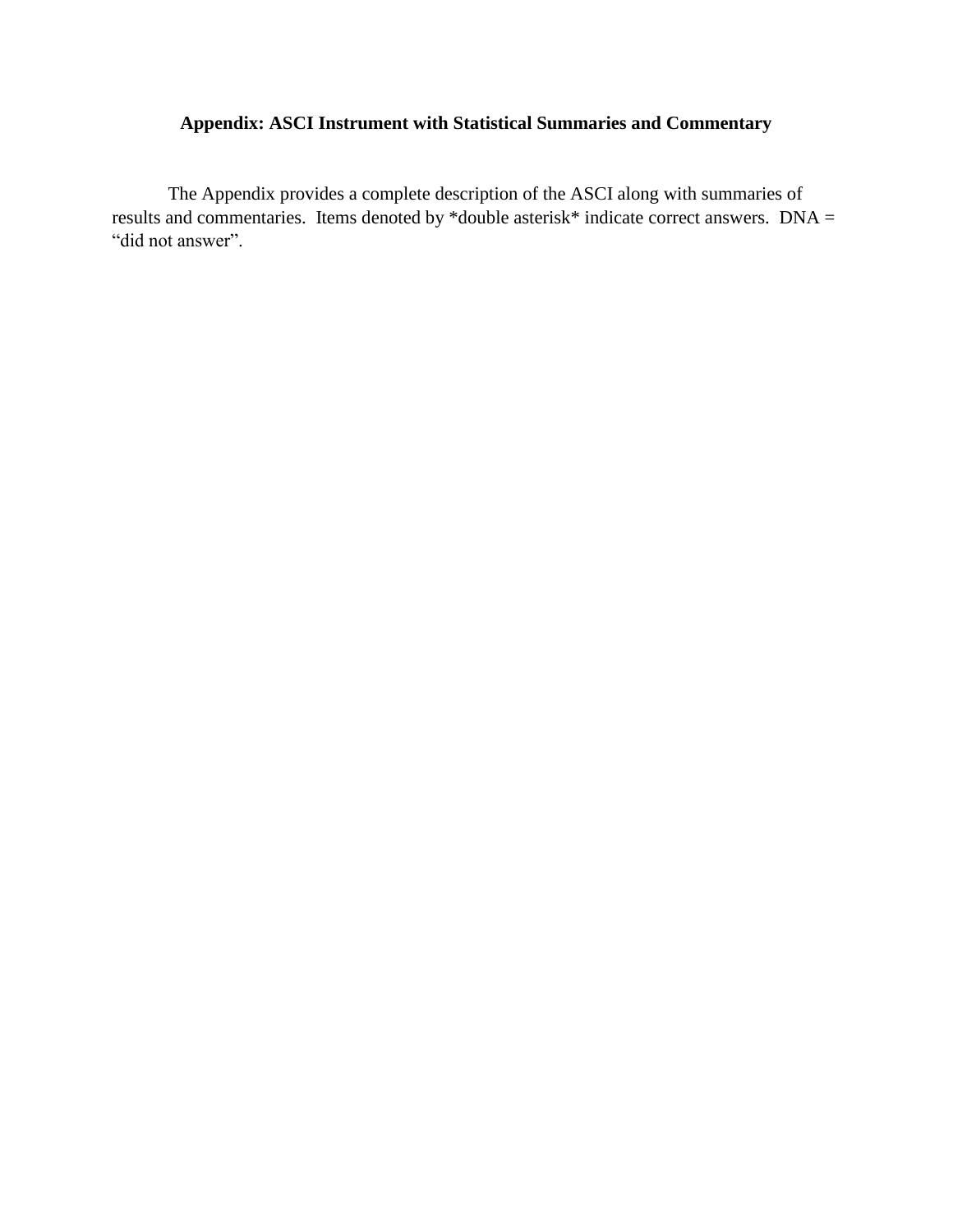# Appendix: ASCI Instrument with Statistical Summaries and Commentary

The Appendix provides a complete description of the ASCI along with summaries of results and commentaries. Items denoted by *double asterisk* indicate correct answers. DNA = "did not answer".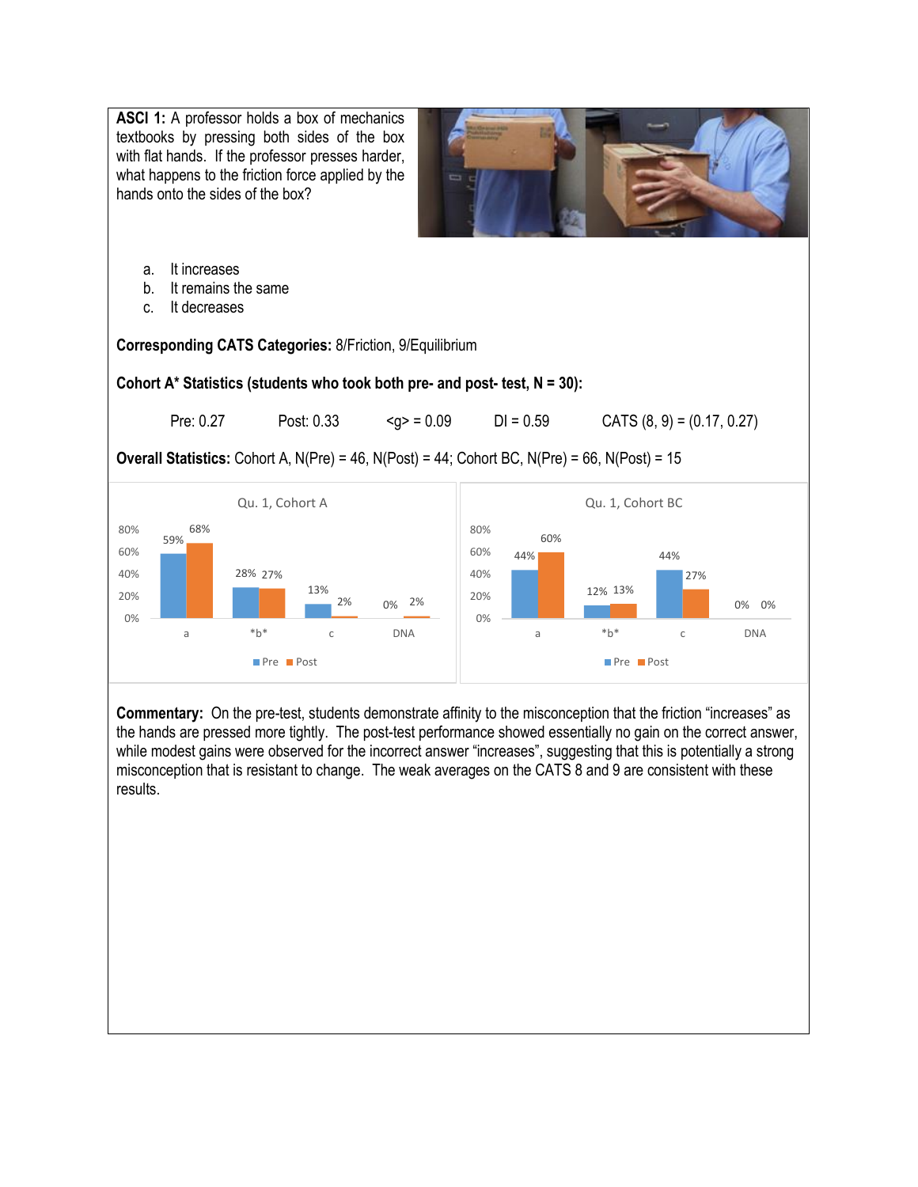**ASCI 1:** A professor holds a box of mechanics textbooks by pressing both sides of the box with flat hands. If the professor presses harder, what happens to the friction force applied by the hands onto the sides of the box?

a. It increases
b. It remains the same
c. It decreases

**Corresponding CATS Categories:** 8/Friction, 9/Equilibrium

**Cohort A* Statistics (students who took both pre- and post- test, N = 30):**

Pre: 0.27 Post: 0.33 <g> = 0.09 DI = 0.59 CATS (8, 9) = (0.17, 0.27)

**Overall Statistics:** Cohort A, N(Pre) = 46, N(Post) = 44; Cohort BC, N(Pre) = 66, N(Post) = 15

Qu. 1, Cohort A

| | a | *b* | c | DNA |
|---|---|---|---|---|
| Pre | 59% | 28% | 13% | 0% |
| Post | 68% | 27% | 2% | 2% |

Qu. 1, Cohort BC

| | a | *b* | c | DNA |
|---|---|---|---|---|
| Pre | 44% | 12% | 44% | 0% |
| Post | 60% | 13% | 27% | 0% |

**Commentary:** On the pre-test, students demonstrate affinity to the misconception that the friction "increases" as the hands are pressed more tightly. The post-test performance showed essentially no gain on the correct answer, while modest gains were observed for the incorrect answer "increases", suggesting that this is potentially a strong misconception that is resistant to change. The weak averages on the CATS 8 and 9 are consistent with these results.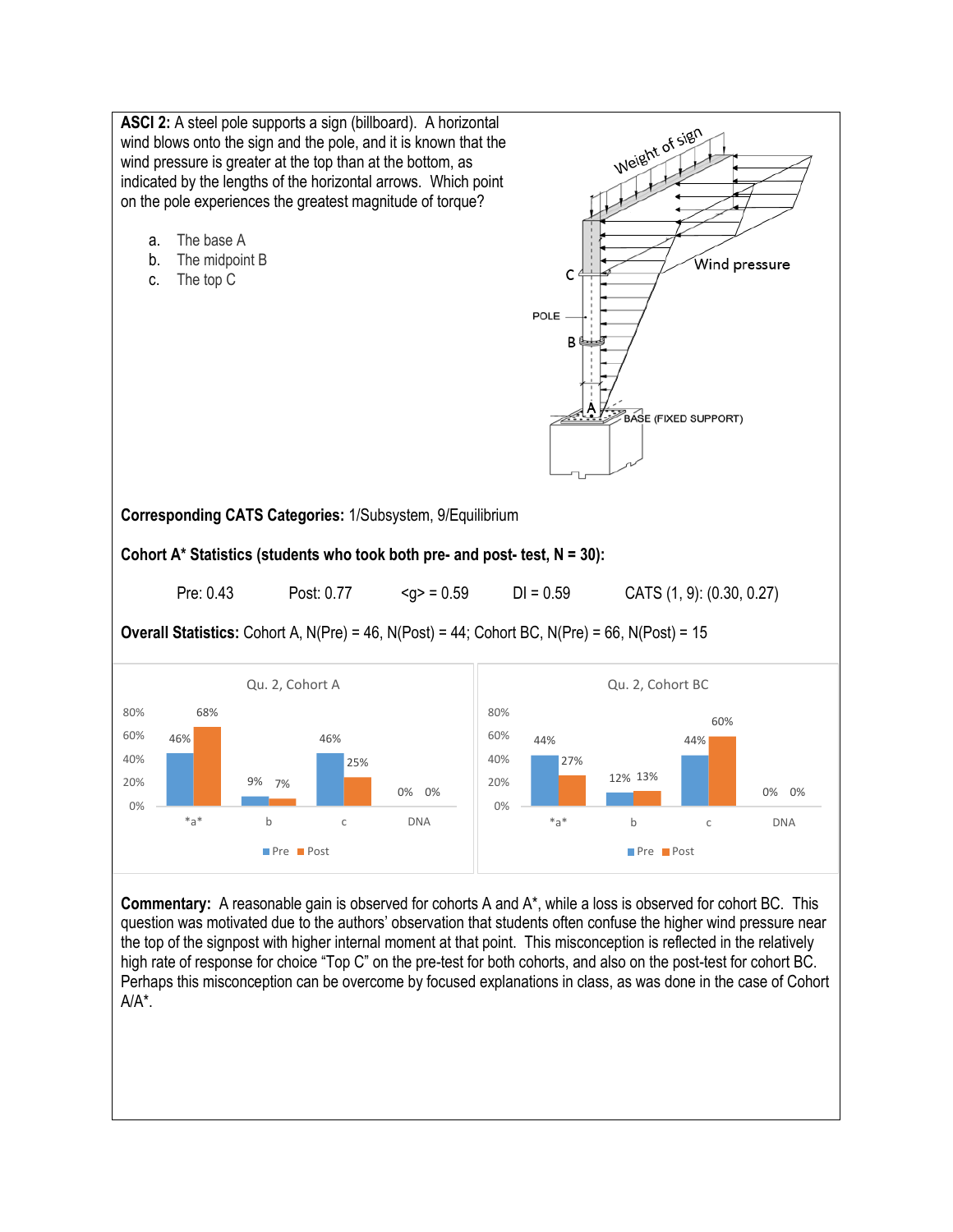**ASCI 2:** A steel pole supports a sign (billboard). A horizontal wind blows onto the sign and the pole, and it is known that the wind pressure is greater at the top than at the bottom, as indicated by the lengths of the horizontal arrows. Which point on the pole experiences the greatest magnitude of torque?

a. The base A
b. The midpoint B
c. The top C

**Corresponding CATS Categories:** 1/Subsystem, 9/Equilibrium

**Cohort A* Statistics (students who took both pre- and post- test, N = 30):**

Pre: 0.43    Post: 0.77    <g> = 0.59    DI = 0.59    CATS (1, 9): (0.30, 0.27)

**Overall Statistics:** Cohort A, N(Pre) = 46, N(Post) = 44; Cohort BC, N(Pre) = 66, N(Post) = 15

Qu. 2, Cohort A

| | *a* | b | c | DNA |
|---|---|---|---|---|
| Pre | 46% | 9% | 46% | 0% |
| Post | 68% | 7% | 25% | 0% |

Qu. 2, Cohort BC

| | *a* | b | c | DNA |
|---|---|---|---|---|
| Pre | 44% | 12% | 44% | 0% |
| Post | 27% | 13% | 60% | 0% |

**Commentary:** A reasonable gain is observed for cohorts A and A*, while a loss is observed for cohort BC. This question was motivated due to the authors' observation that students often confuse the higher wind pressure near the top of the signpost with higher internal moment at that point. This misconception is reflected in the relatively high rate of response for choice "Top C" on the pre-test for both cohorts, and also on the post-test for cohort BC. Perhaps this misconception can be overcome by focused explanations in class, as was done in the case of Cohort A/A*.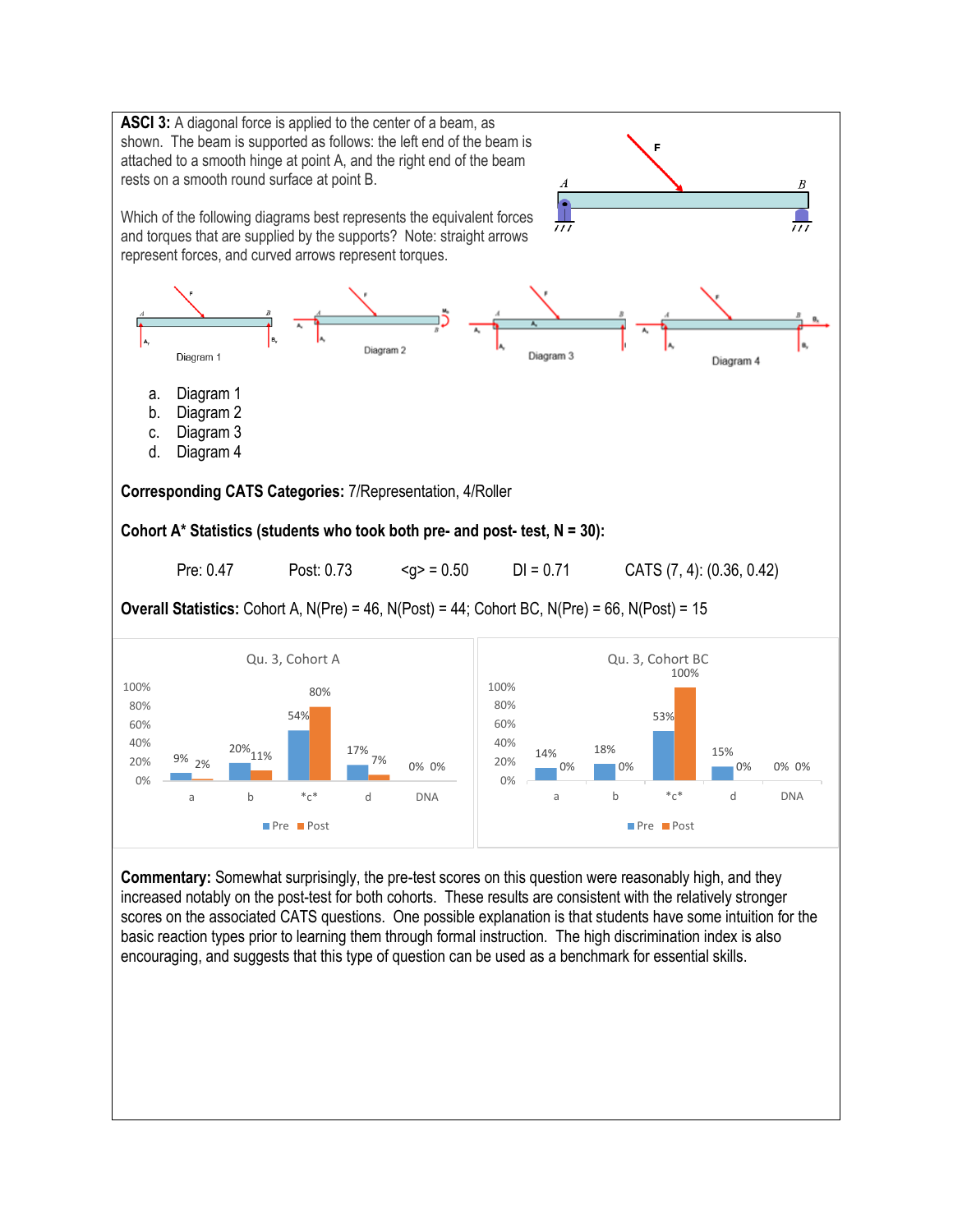**ASCI 3:** A diagonal force is applied to the center of a beam, as shown. The beam is supported as follows: the left end of the beam is attached to a smooth hinge at point A, and the right end of the beam rests on a smooth round surface at point B.

Which of the following diagrams best represents the equivalent forces and torques that are supplied by the supports? Note: straight arrows represent forces, and curved arrows represent torques.

a. Diagram 1
b. Diagram 2
c. Diagram 3
d. Diagram 4

**Corresponding CATS Categories:** 7/Representation, 4/Roller

**Cohort A\* Statistics (students who took both pre- and post- test, N = 30):**

Pre: 0.47 Post: 0.73 <g> = 0.50 DI = 0.71 CATS (7, 4): (0.36, 0.42)

**Overall Statistics:** Cohort A, N(Pre) = 46, N(Post) = 44; Cohort BC, N(Pre) = 66, N(Post) = 15

Qu. 3, Cohort A

| | a | b | \*c\* | d | DNA |
|---|---|---|---|---|---|
| Pre | 9% | 20% | 54% | 17% | 0% |
| Post | 2% | 11% | 80% | 7% | 0% |

Qu. 3, Cohort BC

| | a | b | \*c\* | d | DNA |
|---|---|---|---|---|---|
| Pre | 14% | 18% | 53% | 15% | 0% |
| Post | 0% | 0% | 100% | 0% | 0% |

**Commentary:** Somewhat surprisingly, the pre-test scores on this question were reasonably high, and they increased notably on the post-test for both cohorts. These results are consistent with the relatively stronger scores on the associated CATS questions. One possible explanation is that students have some intuition for the basic reaction types prior to learning them through formal instruction. The high discrimination index is also encouraging, and suggests that this type of question can be used as a benchmark for essential skills.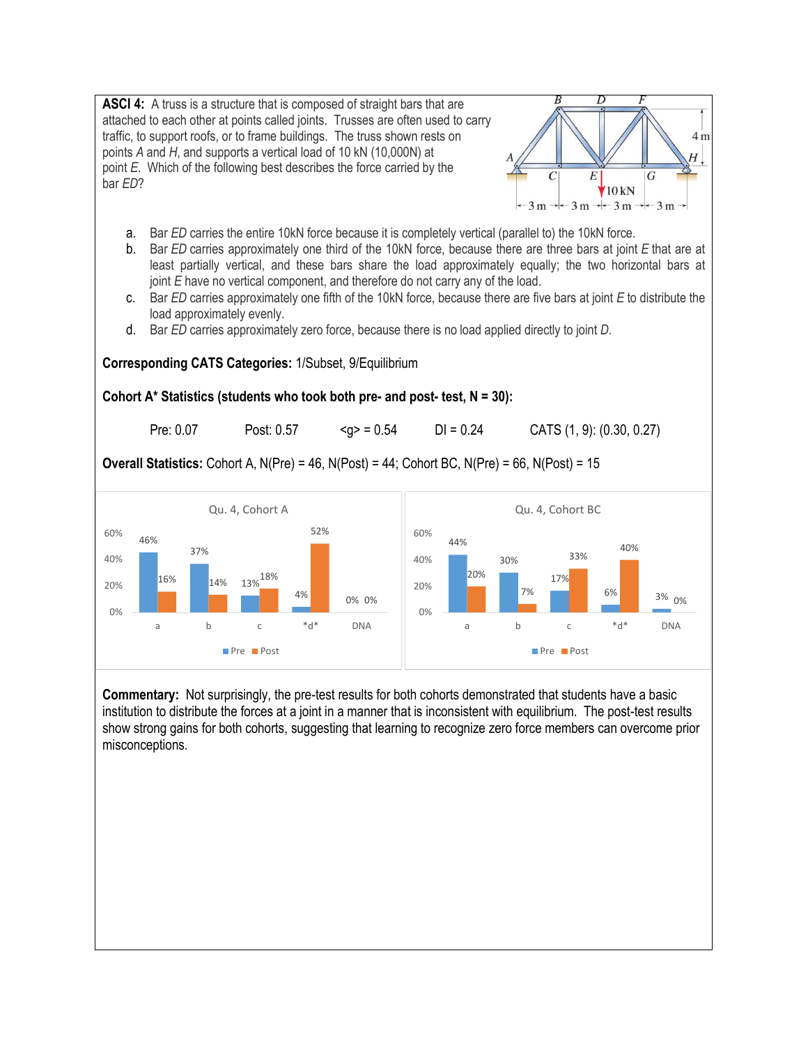**ASCI 4:** A truss is a structure that is composed of straight bars that are attached to each other at points called joints. Trusses are often used to carry traffic, to support roofs, or to frame buildings. The truss shown rests on points *A* and *H*, and supports a vertical load of 10 kN (10,000N) at point *E*. Which of the following best describes the force carried by the bar *ED*?

a. Bar *ED* carries the entire 10kN force because it is completely vertical (parallel to) the 10kN force.
b. Bar *ED* carries approximately one third of the 10kN force, because there are three bars at joint *E* that are at least partially vertical, and these bars share the load approximately equally; the two horizontal bars at joint *E* have no vertical component, and therefore do not carry any of the load.
c. Bar *ED* carries approximately one fifth of the 10kN force, because there are five bars at joint *E* to distribute the load approximately evenly.
d. Bar *ED* carries approximately zero force, because there is no load applied directly to joint *D*.

**Corresponding CATS Categories:** 1/Subset, 9/Equilibrium

**Cohort A* Statistics (students who took both pre- and post- test, N = 30):**

Pre: 0.07 Post: 0.57 <g> = 0.54 DI = 0.24 CATS (1, 9): (0.30, 0.27)

**Overall Statistics:** Cohort A, N(Pre) = 46, N(Post) = 44; Cohort BC, N(Pre) = 66, N(Post) = 15

Qu. 4, Cohort A

| | a | b | c | *d* | DNA |
|---|---|---|---|---|---|
| Pre | 46% | 37% | 13% | 4% | 0% |
| Post | 16% | 14% | 18% | 52% | 0% |

Qu. 4, Cohort BC

| | a | b | c | *d* | DNA |
|---|---|---|---|---|---|
| Pre | 44% | 30% | 17% | 6% | 3% |
| Post | 20% | 7% | 33% | 40% | 0% |

**Commentary:** Not surprisingly, the pre-test results for both cohorts demonstrated that students have a basic institution to distribute the forces at a joint in a manner that is inconsistent with equilibrium. The post-test results show strong gains for both cohorts, suggesting that learning to recognize zero force members can overcome prior misconceptions.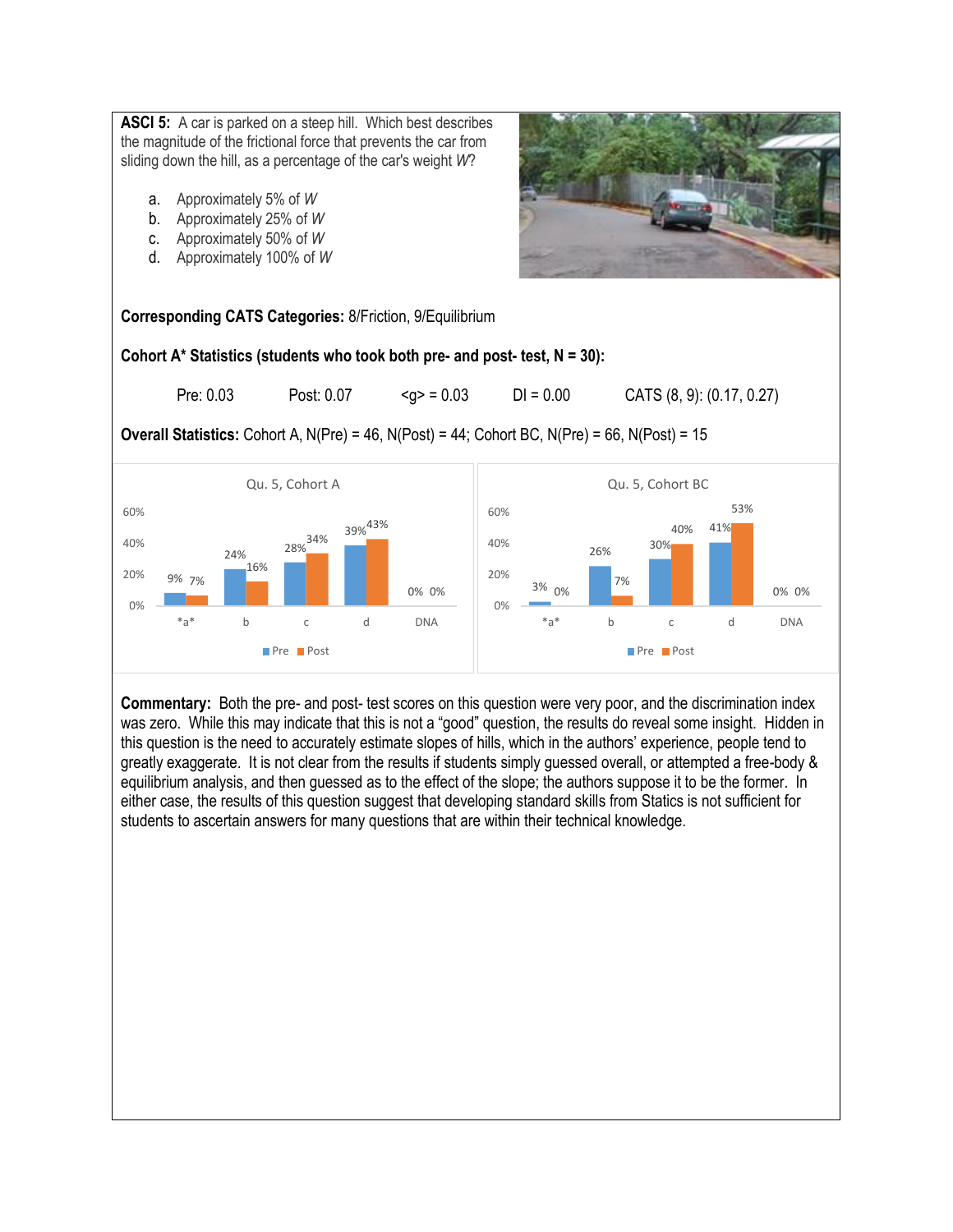**ASCI 5:** A car is parked on a steep hill. Which best describes the magnitude of the frictional force that prevents the car from sliding down the hill, as a percentage of the car's weight *W*?

a. Approximately 5% of *W*
b. Approximately 25% of *W*
c. Approximately 50% of *W*
d. Approximately 100% of *W*

**Corresponding CATS Categories:** 8/Friction, 9/Equilibrium

**Cohort A* Statistics (students who took both pre- and post- test, N = 30):**

Pre: 0.03  Post: 0.07  <g> = 0.03  DI = 0.00  CATS (8, 9): (0.17, 0.27)

**Overall Statistics:** Cohort A, N(Pre) = 46, N(Post) = 44; Cohort BC, N(Pre) = 66, N(Post) = 15

Qu. 5, Cohort A

| | *a* | b | c | d | DNA |
|---|---|---|---|---|---|
| Pre | 9% | 24% | 28% | 39% | 0% |
| Post | 7% | 16% | 34% | 43% | 0% |

Qu. 5, Cohort BC

| | *a* | b | c | d | DNA |
|---|---|---|---|---|---|
| Pre | 3% | 26% | 30% | 41% | 0% |
| Post | 0% | 7% | 40% | 53% | 0% |

**Commentary:** Both the pre- and post- test scores on this question were very poor, and the discrimination index was zero. While this may indicate that this is not a "good" question, the results do reveal some insight. Hidden in this question is the need to accurately estimate slopes of hills, which in the authors' experience, people tend to greatly exaggerate. It is not clear from the results if students simply guessed overall, or attempted a free-body & equilibrium analysis, and then guessed as to the effect of the slope; the authors suppose it to be the former. In either case, the results of this question suggest that developing standard skills from Statics is not sufficient for students to ascertain answers for many questions that are within their technical knowledge.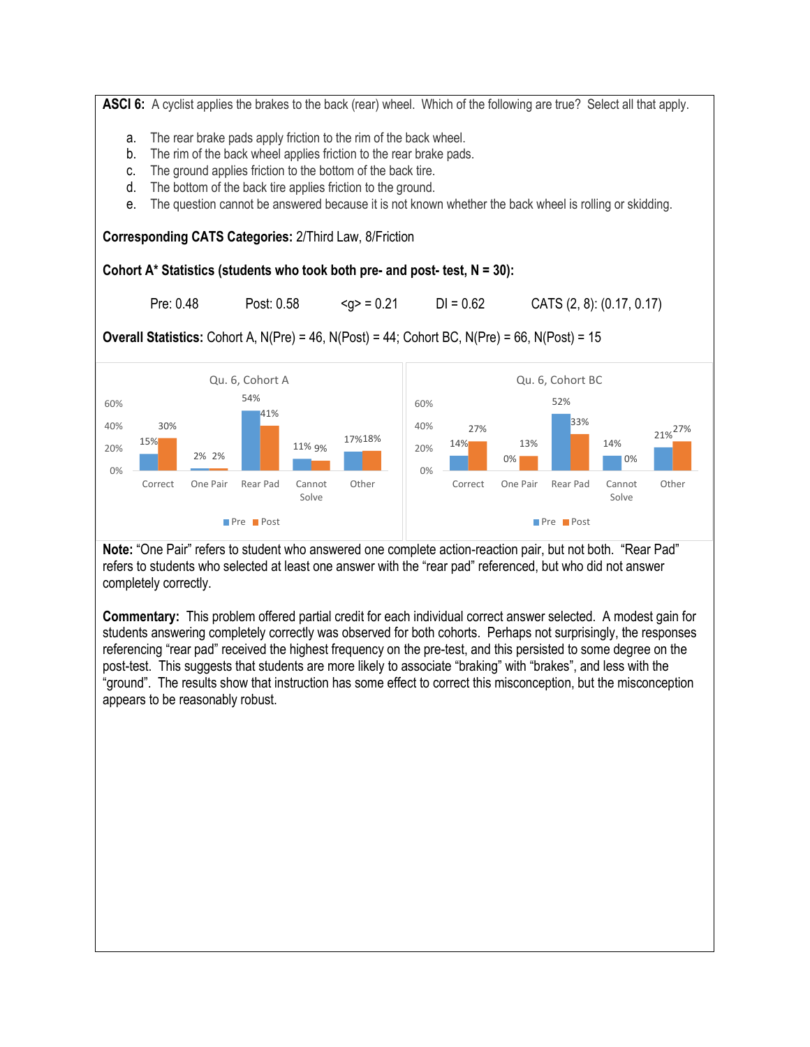**ASCI 6:** A cyclist applies the brakes to the back (rear) wheel. Which of the following are true? Select all that apply.

a. The rear brake pads apply friction to the rim of the back wheel.
b. The rim of the back wheel applies friction to the rear brake pads.
c. The ground applies friction to the bottom of the back tire.
d. The bottom of the back tire applies friction to the ground.
e. The question cannot be answered because it is not known whether the back wheel is rolling or skidding.

**Corresponding CATS Categories:** 2/Third Law, 8/Friction

**Cohort A\* Statistics (students who took both pre- and post- test, N = 30):**

Pre: 0.48 Post: 0.58 $\langle g \rangle = 0.21$ DI = 0.62 CATS (2, 8): (0.17, 0.17)

**Overall Statistics:** Cohort A, N(Pre) = 46, N(Post) = 44; Cohort BC, N(Pre) = 66, N(Post) = 15

Qu. 6, Cohort A

| | Correct | One Pair | Rear Pad | Cannot Solve | Other |
|---|---|---|---|---|---|
| Pre | 15% | 2% | 54% | 11% | 17% |
| Post | 30% | 2% | 41% | 9% | 18% |

Qu. 6, Cohort BC

| | Correct | One Pair | Rear Pad | Cannot Solve | Other |
|---|---|---|---|---|---|
| Pre | 14% | 0% | 52% | 14% | 21% |
| Post | 27% | 13% | 33% | 0% | 27% |

**Note:** "One Pair" refers to student who answered one complete action-reaction pair, but not both. "Rear Pad" refers to students who selected at least one answer with the "rear pad" referenced, but who did not answer completely correctly.

**Commentary:** This problem offered partial credit for each individual correct answer selected. A modest gain for students answering completely correctly was observed for both cohorts. Perhaps not surprisingly, the responses referencing "rear pad" received the highest frequency on the pre-test, and this persisted to some degree on the post-test. This suggests that students are more likely to associate "braking" with "brakes", and less with the "ground". The results show that instruction has some effect to correct this misconception, but the misconception appears to be reasonably robust.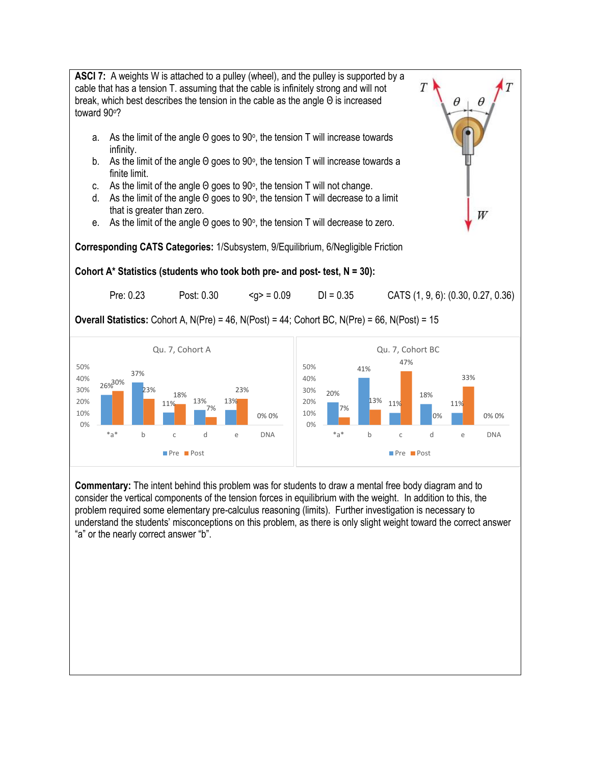**ASCI 7:** A weights W is attached to a pulley (wheel), and the pulley is supported by a cable that has a tension T. assuming that the cable is infinitely strong and will not break, which best describes the tension in the cable as the angle Θ is increased toward 90º?

a. As the limit of the angle Θ goes to 90º, the tension T will increase towards infinity.
b. As the limit of the angle Θ goes to 90º, the tension T will increase towards a finite limit.
c. As the limit of the angle Θ goes to 90º, the tension T will not change.
d. As the limit of the angle Θ goes to 90º, the tension T will decrease to a limit that is greater than zero.
e. As the limit of the angle Θ goes to 90º, the tension T will decrease to zero.

**Corresponding CATS Categories:** 1/Subsystem, 9/Equilibrium, 6/Negligible Friction

**Cohort A\* Statistics (students who took both pre- and post- test, N = 30):**

Pre: 0.23  Post: 0.30  <g> = 0.09  DI = 0.35  CATS (1, 9, 6): (0.30, 0.27, 0.36)

**Overall Statistics:** Cohort A, N(Pre) = 46, N(Post) = 44; Cohort BC, N(Pre) = 66, N(Post) = 15

Qu. 7, Cohort A

| | *a* | b | c | d | e | DNA |
|---|---|---|---|---|---|---|
| Pre | 26% | 37% | 11% | 13% | 13% | 0% |
| Post | 30% | 23% | 18% | 7% | 23% | 0% |

Qu. 7, Cohort BC

| | *a* | b | c | d | e | DNA |
|---|---|---|---|---|---|---|
| Pre | 20% | 41% | 11% | 18% | 11% | 0% |
| Post | 7% | 13% | 47% | 0% | 33% | 0% |

**Commentary:** The intent behind this problem was for students to draw a mental free body diagram and to consider the vertical components of the tension forces in equilibrium with the weight. In addition to this, the problem required some elementary pre-calculus reasoning (limits). Further investigation is necessary to understand the students' misconceptions on this problem, as there is only slight weight toward the correct answer "a" or the nearly correct answer "b".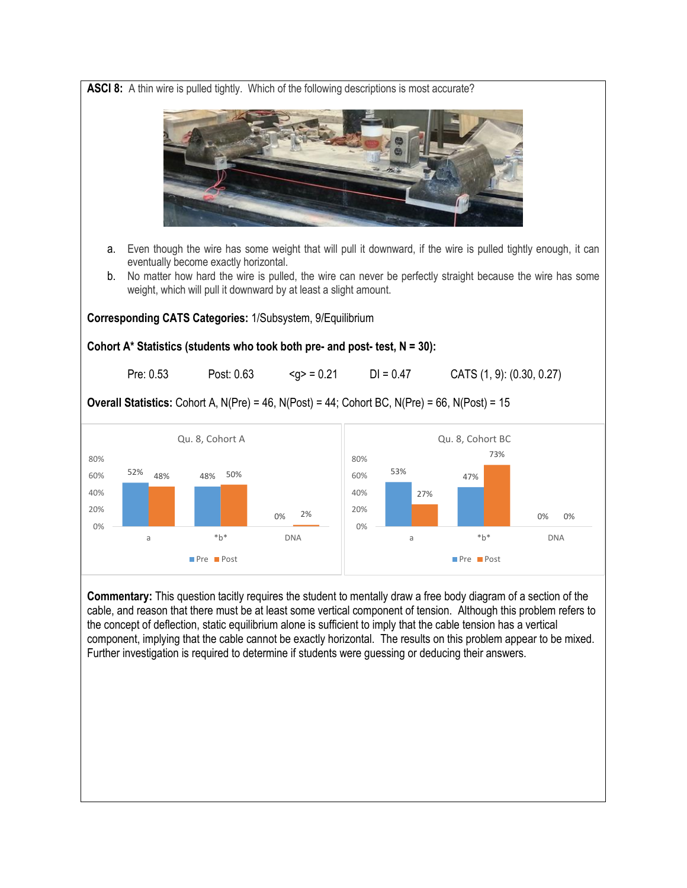**ASCI 8:** A thin wire is pulled tightly. Which of the following descriptions is most accurate?

a. Even though the wire has some weight that will pull it downward, if the wire is pulled tightly enough, it can eventually become exactly horizontal.
b. No matter how hard the wire is pulled, the wire can never be perfectly straight because the wire has some weight, which will pull it downward by at least a slight amount.

**Corresponding CATS Categories:** 1/Subsystem, 9/Equilibrium

**Cohort A\* Statistics (students who took both pre- and post- test, N = 30):**

Pre: 0.53  Post: 0.63  <g> = 0.21  DI = 0.47  CATS (1, 9): (0.30, 0.27)

**Overall Statistics:** Cohort A, N(Pre) = 46, N(Post) = 44; Cohort BC, N(Pre) = 66, N(Post) = 15

Qu. 8, Cohort A

| | a | *b* | DNA |
|---|---|---|---|
| Pre | 52% | 48% | 0% |
| Post | 48% | 50% | 2% |

Qu. 8, Cohort BC

| | a | *b* | DNA |
|---|---|---|---|
| Pre | 53% | 47% | 0% |
| Post | 27% | 73% | 0% |

**Commentary:** This question tacitly requires the student to mentally draw a free body diagram of a section of the cable, and reason that there must be at least some vertical component of tension. Although this problem refers to the concept of deflection, static equilibrium alone is sufficient to imply that the cable tension has a vertical component, implying that the cable cannot be exactly horizontal. The results on this problem appear to be mixed. Further investigation is required to determine if students were guessing or deducing their answers.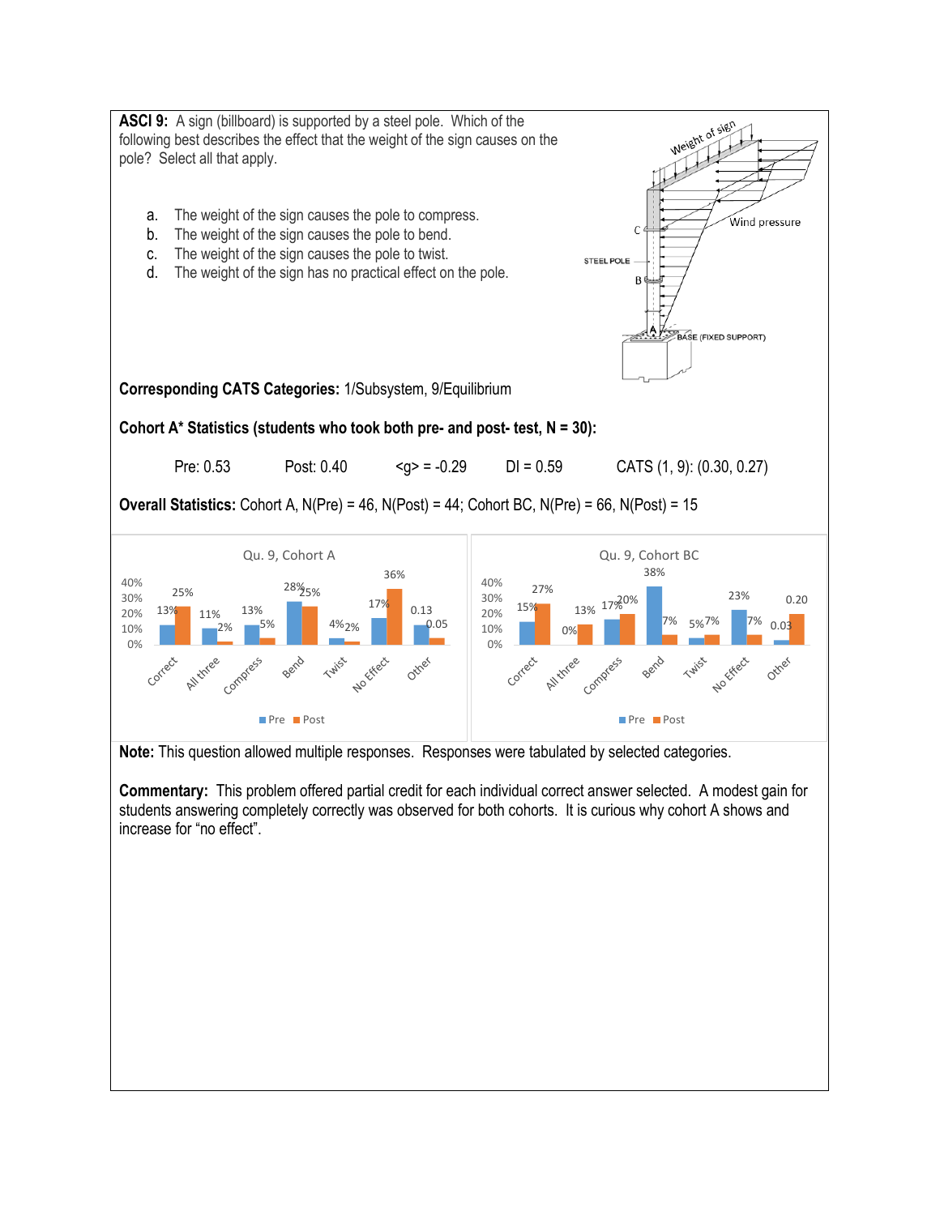**ASCI 9:** A sign (billboard) is supported by a steel pole. Which of the following best describes the effect that the weight of the sign causes on the pole? Select all that apply.

a. The weight of the sign causes the pole to compress.
b. The weight of the sign causes the pole to bend.
c. The weight of the sign causes the pole to twist.
d. The weight of the sign has no practical effect on the pole.

**Corresponding CATS Categories:** 1/Subsystem, 9/Equilibrium

**Cohort A\* Statistics (students who took both pre- and post- test, N = 30):**

Pre: 0.53 Post: 0.40 $\langle g \rangle = -0.29$ DI = 0.59 CATS (1, 9): (0.30, 0.27)

**Overall Statistics:** Cohort A, N(Pre) = 46, N(Post) = 44; Cohort BC, N(Pre) = 66, N(Post) = 15

Qu. 9, Cohort A

| | Correct | All three | Compress | Bend | Twist | No Effect | Other |
|---|---|---|---|---|---|---|---|
| Pre | 13% | 11% | 13% | 28% | 4% | 17% | 0.13 |
| Post | 25% | 2% | 5% | 25% | 2% | 36% | 0.05 |

Qu. 9, Cohort BC

| | Correct | All three | Compress | Bend | Twist | No Effect | Other |
|---|---|---|---|---|---|---|---|
| Pre | 15% | 0% | 17% | 38% | 5% | 23% | 0.03 |
| Post | 27% | 13% | 20% | 7% | 7% | 7% | 0.20 |

**Note:** This question allowed multiple responses. Responses were tabulated by selected categories.

**Commentary:** This problem offered partial credit for each individual correct answer selected. A modest gain for students answering completely correctly was observed for both cohorts. It is curious why cohort A shows and increase for "no effect".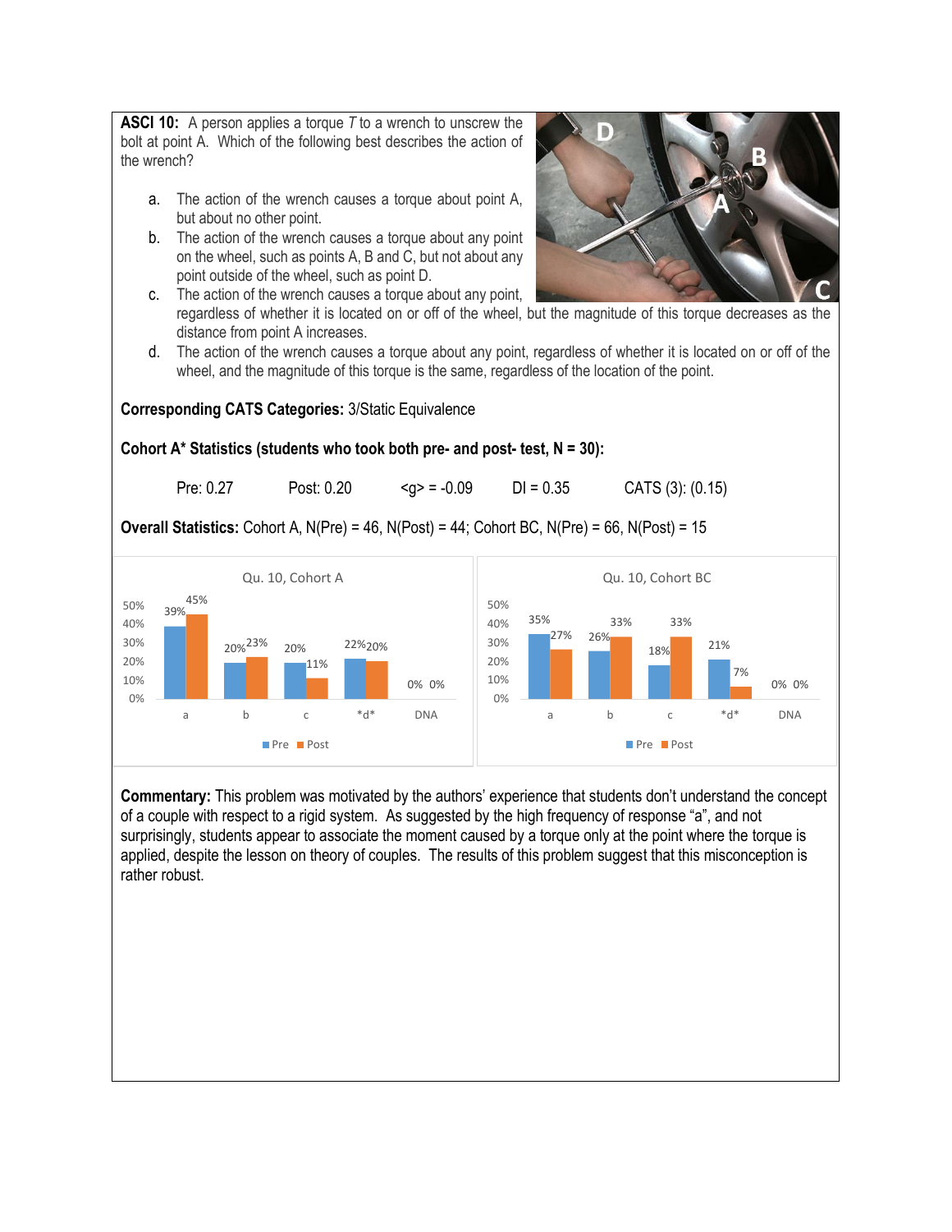**ASCI 10:** A person applies a torque $T$ to a wrench to unscrew the bolt at point A. Which of the following best describes the action of the wrench?

a. The action of the wrench causes a torque about point A, but about no other point.

b. The action of the wrench causes a torque about any point on the wheel, such as points A, B and C, but not about any point outside of the wheel, such as point D.

c. The action of the wrench causes a torque about any point, regardless of whether it is located on or off of the wheel, but the magnitude of this torque decreases as the distance from point A increases.

d. The action of the wrench causes a torque about any point, regardless of whether it is located on or off of the wheel, and the magnitude of this torque is the same, regardless of the location of the point.

D

B

A

C

**Corresponding CATS Categories:** 3/Static Equivalence

**Cohort A* Statistics (students who took both pre- and post- test, N = 30):**

Pre: 0.27 Post: 0.20 <g> = -0.09 DI = 0.35 CATS (3): (0.15)

**Overall Statistics:** Cohort A, N(Pre) = 46, N(Post) = 44; Cohort BC, N(Pre) = 66, N(Post) = 15

Qu. 10, Cohort A

50%
40%
30%
20%
10%
0%

39% 45%
20% 23%
20% 11%
22% 20%
0% 0%

a b c *d* DNA

Pre Post

Qu. 10, Cohort BC

50%
40%
30%
20%
10%
0%

35% 27%
26% 33%
18% 33%
21% 7%
0% 0%

a b c *d* DNA

Pre Post

**Commentary:** This problem was motivated by the authors' experience that students don't understand the concept of a couple with respect to a rigid system. As suggested by the high frequency of response "a", and not surprisingly, students appear to associate the moment caused by a torque only at the point where the torque is applied, despite the lesson on theory of couples. The results of this problem suggest that this misconception is rather robust.